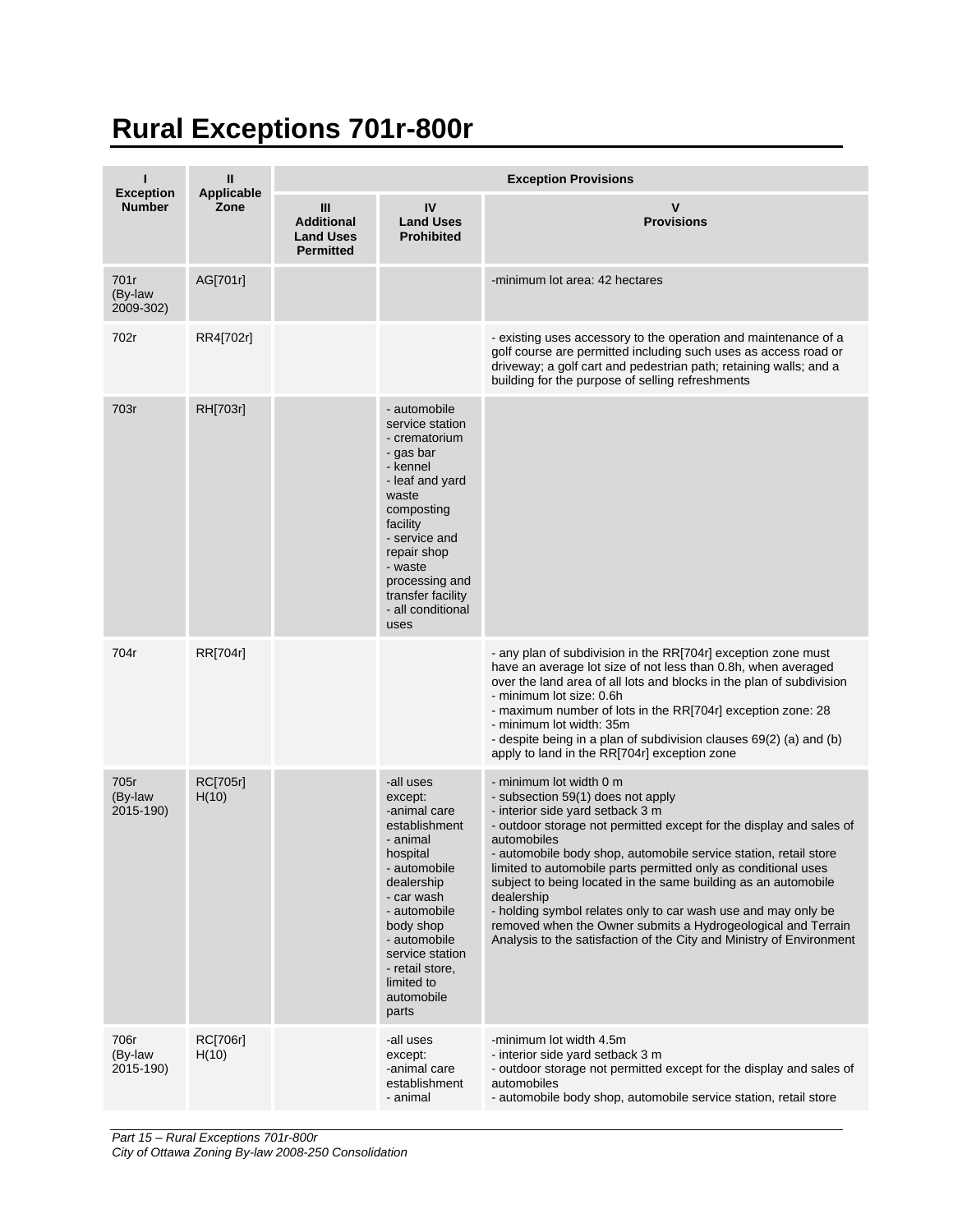# Rural Exceptions 701r-800r

| I<br>Exception Number | II<br>Applicable Zone | Exception Provisions | | |
|---|---|---|---|---|
| | | III<br>Additional Land Uses Permitted | IV<br>Land Uses Prohibited | V<br>Provisions |
| 701r<br>(By-law 2009-302) | AG[701r] | | | -minimum lot area: 42 hectares |
| 702r | RR4[702r] | | | - existing uses accessory to the operation and maintenance of a golf course are permitted including such uses as access road or driveway; a golf cart and pedestrian path; retaining walls; and a building for the purpose of selling refreshments |
| 703r | RH[703r] | | - automobile service station<br>- crematorium<br>- gas bar<br>- kennel<br>- leaf and yard waste composting facility<br>- service and repair shop<br>- waste processing and transfer facility<br>- all conditional uses | |
| 704r | RR[704r] | | | - any plan of subdivision in the RR[704r] exception zone must have an average lot size of not less than 0.8h, when averaged over the land area of all lots and blocks in the plan of subdivision<br>- minimum lot size: 0.6h<br>- maximum number of lots in the RR[704r] exception zone: 28<br>- minimum lot width: 35m<br>- despite being in a plan of subdivision clauses 69(2) (a) and (b) apply to land in the RR[704r] exception zone |
| 705r<br>(By-law 2015-190) | RC[705r] H(10) | | -all uses except:<br>-animal care establishment<br>- animal hospital<br>- automobile dealership<br>- car wash<br>- automobile body shop<br>- automobile service station<br>- retail store, limited to automobile parts | - minimum lot width 0 m<br>- subsection 59(1) does not apply<br>- interior side yard setback 3 m<br>- outdoor storage not permitted except for the display and sales of automobiles<br>- automobile body shop, automobile service station, retail store limited to automobile parts permitted only as conditional uses subject to being located in the same building as an automobile dealership<br>- holding symbol relates only to car wash use and may only be removed when the Owner submits a Hydrogeological and Terrain Analysis to the satisfaction of the City and Ministry of Environment |
| 706r<br>(By-law 2015-190) | RC[706r] H(10) | | -all uses except:<br>-animal care establishment<br>- animal | -minimum lot width 4.5m<br>- interior side yard setback 3 m<br>- outdoor storage not permitted except for the display and sales of automobiles<br>- automobile body shop, automobile service station, retail store |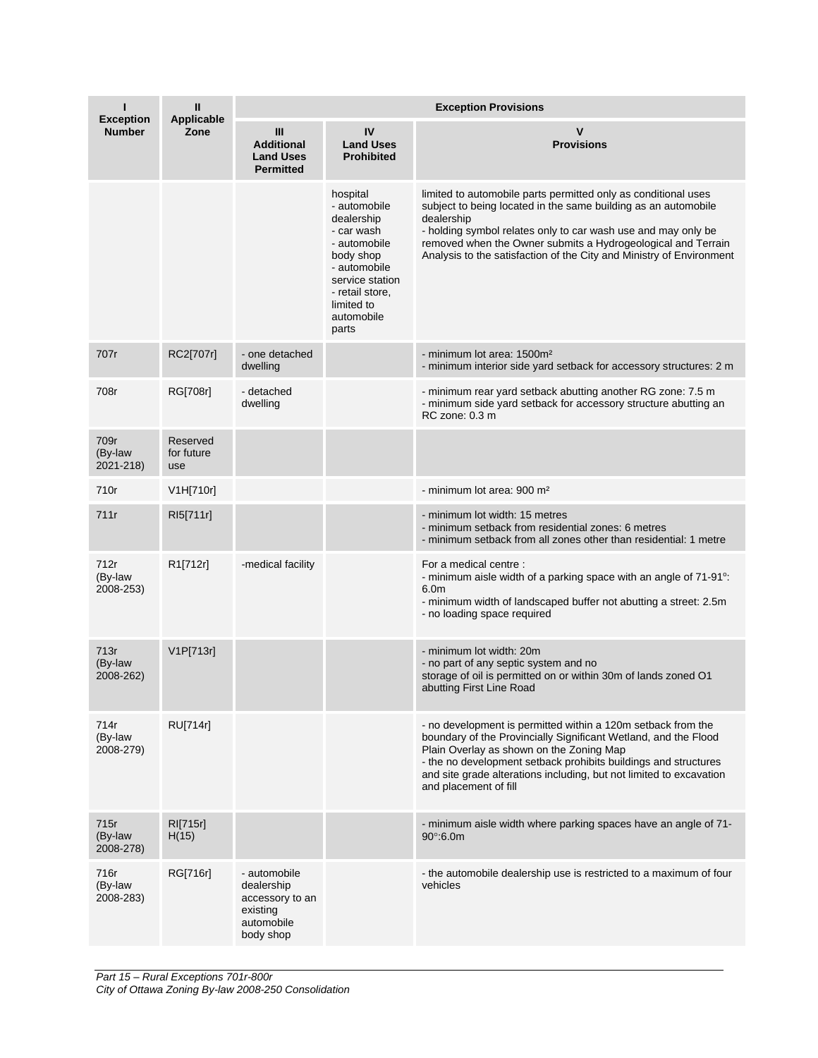| I<br>Exception Number | II<br>Applicable Zone | Exception Provisions | | |
|---|---|---|---|---|
| | | III<br>Additional Land Uses Permitted | IV<br>Land Uses Prohibited | V<br>Provisions |
| | | | hospital<br>- automobile dealership<br>- car wash<br>- automobile body shop<br>- automobile service station<br>- retail store, limited to automobile parts | limited to automobile parts permitted only as conditional uses subject to being located in the same building as an automobile dealership<br>- holding symbol relates only to car wash use and may only be removed when the Owner submits a Hydrogeological and Terrain Analysis to the satisfaction of the City and Ministry of Environment |
| 707r | RC2[707r] | - one detached dwelling | | - minimum lot area: 1500m²<br>- minimum interior side yard setback for accessory structures: 2 m |
| 708r | RG[708r] | - detached dwelling | | - minimum rear yard setback abutting another RG zone: 7.5 m<br>- minimum side yard setback for accessory structure abutting an RC zone: 0.3 m |
| 709r (By-law 2021-218) | Reserved for future use | | | |
| 710r | V1H[710r] | | | - minimum lot area: 900 m² |
| 711r | RI5[711r] | | | - minimum lot width: 15 metres<br>- minimum setback from residential zones: 6 metres<br>- minimum setback from all zones other than residential: 1 metre |
| 712r (By-law 2008-253) | R1[712r] | -medical facility | | For a medical centre :<br>- minimum aisle width of a parking space with an angle of 71-91º: 6.0m<br>- minimum width of landscaped buffer not abutting a street: 2.5m<br>- no loading space required |
| 713r (By-law 2008-262) | V1P[713r] | | | - minimum lot width: 20m<br>- no part of any septic system and no storage of oil is permitted on or within 30m of lands zoned O1 abutting First Line Road |
| 714r (By-law 2008-279) | RU[714r] | | | - no development is permitted within a 120m setback from the boundary of the Provincially Significant Wetland, and the Flood Plain Overlay as shown on the Zoning Map<br>- the no development setback prohibits buildings and structures and site grade alterations including, but not limited to excavation and placement of fill |
| 715r (By-law 2008-278) | RI[715r] H(15) | | | - minimum aisle width where parking spaces have an angle of 71-90º:6.0m |
| 716r (By-law 2008-283) | RG[716r] | - automobile dealership accessory to an existing automobile body shop | | - the automobile dealership use is restricted to a maximum of four vehicles |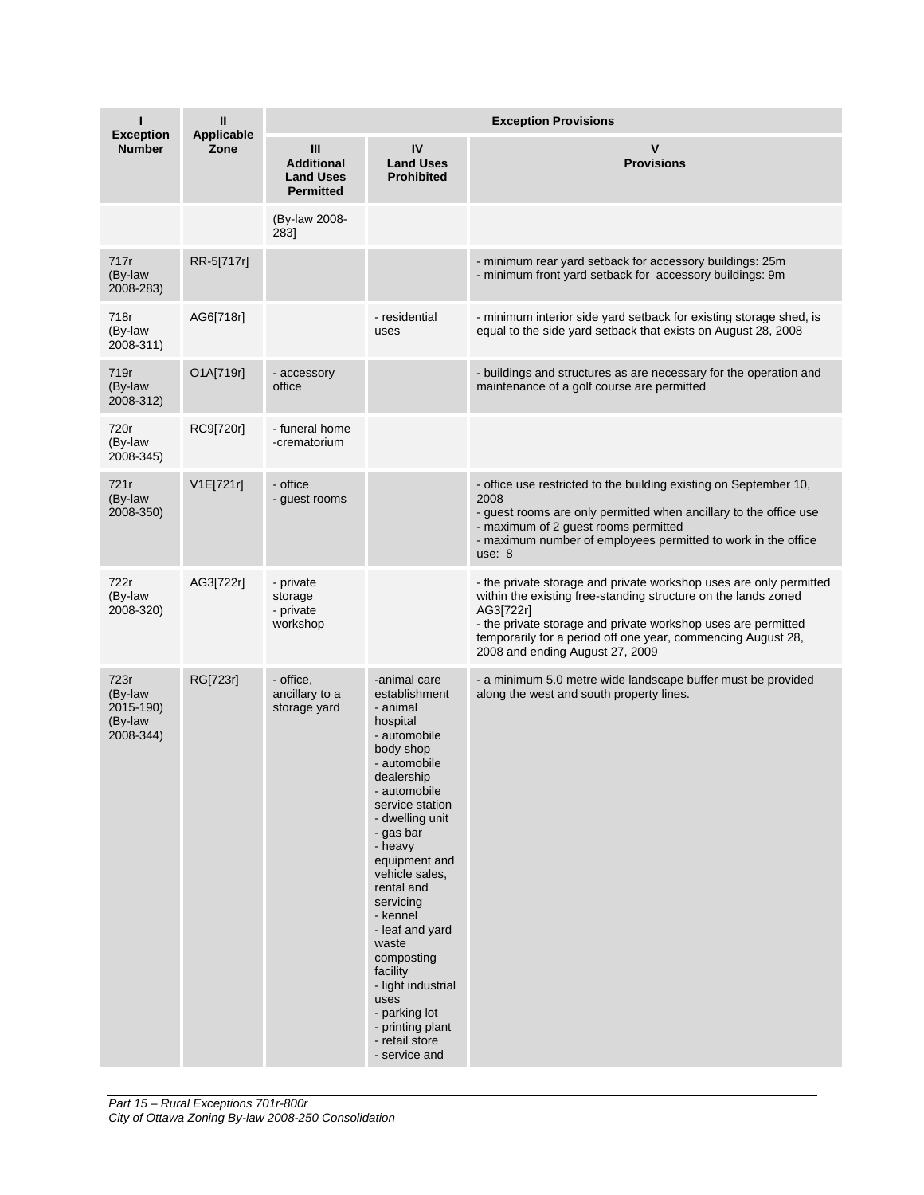| I<br>Exception Number | II<br>Applicable Zone | Exception Provisions | | |
|---|---|---|---|---|
| | | III<br>Additional Land Uses Permitted | IV<br>Land Uses Prohibited | V<br>Provisions |
| | | (By-law 2008-283] | | |
| 717r<br>(By-law 2008-283) | RR-5[717r] | | | - minimum rear yard setback for accessory buildings: 25m<br>- minimum front yard setback for accessory buildings: 9m |
| 718r<br>(By-law 2008-311) | AG6[718r] | | - residential uses | - minimum interior side yard setback for existing storage shed, is equal to the side yard setback that exists on August 28, 2008 |
| 719r<br>(By-law 2008-312) | O1A[719r] | - accessory office | | - buildings and structures as are necessary for the operation and maintenance of a golf course are permitted |
| 720r<br>(By-law 2008-345) | RC9[720r] | - funeral home<br>-crematorium | | |
| 721r<br>(By-law 2008-350) | V1E[721r] | - office<br>- guest rooms | | - office use restricted to the building existing on September 10, 2008<br>- guest rooms are only permitted when ancillary to the office use<br>- maximum of 2 guest rooms permitted<br>- maximum number of employees permitted to work in the office use: 8 |
| 722r<br>(By-law 2008-320) | AG3[722r] | - private storage<br>- private workshop | | - the private storage and private workshop uses are only permitted within the existing free-standing structure on the lands zoned AG3[722r]<br>- the private storage and private workshop uses are permitted temporarily for a period off one year, commencing August 28, 2008 and ending August 27, 2009 |
| 723r<br>(By-law 2015-190)<br>(By-law 2008-344) | RG[723r] | - office, ancillary to a storage yard | -animal care establishment<br>- animal hospital<br>- automobile body shop<br>- automobile dealership<br>- automobile service station<br>- dwelling unit<br>- gas bar<br>- heavy equipment and vehicle sales, rental and servicing<br>- kennel<br>- leaf and yard waste composting facility<br>- light industrial uses<br>- parking lot<br>- printing plant<br>- retail store<br>- service and | - a minimum 5.0 metre wide landscape buffer must be provided along the west and south property lines. |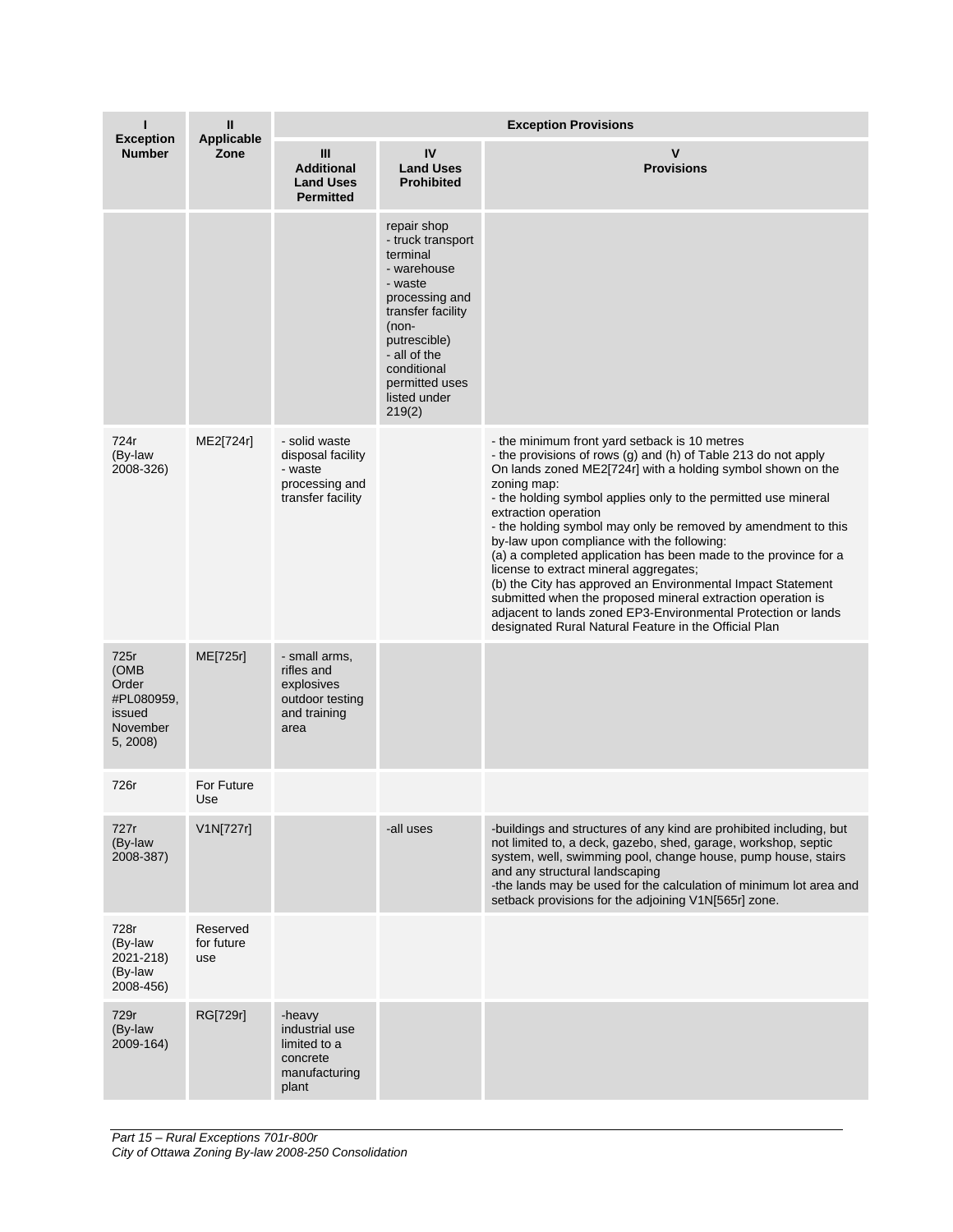| I<br>Exception Number | II<br>Applicable Zone | Exception Provisions | | |
|---|---|---|---|---|
| | | III<br>Additional Land Uses Permitted | IV<br>Land Uses Prohibited | V<br>Provisions |
| | | | repair shop<br>- truck transport terminal<br>- warehouse<br>- waste processing and transfer facility (non-putrescible)<br>- all of the conditional permitted uses listed under 219(2) | |
| 724r (By-law 2008-326) | ME2[724r] | - solid waste disposal facility<br>- waste processing and transfer facility | | - the minimum front yard setback is 10 metres<br>- the provisions of rows (g) and (h) of Table 213 do not apply<br>On lands zoned ME2[724r] with a holding symbol shown on the zoning map:<br>- the holding symbol applies only to the permitted use mineral extraction operation<br>- the holding symbol may only be removed by amendment to this by-law upon compliance with the following:<br>(a) a completed application has been made to the province for a license to extract mineral aggregates;<br>(b) the City has approved an Environmental Impact Statement submitted when the proposed mineral extraction operation is adjacent to lands zoned EP3-Environmental Protection or lands designated Rural Natural Feature in the Official Plan |
| 725r (OMB Order #PL080959, issued November 5, 2008) | ME[725r] | - small arms, rifles and explosives outdoor testing and training area | | |
| 726r | For Future Use | | | |
| 727r (By-law 2008-387) | V1N[727r] | | -all uses | -buildings and structures of any kind are prohibited including, but not limited to, a deck, gazebo, shed, garage, workshop, septic system, well, swimming pool, change house, pump house, stairs and any structural landscaping<br>-the lands may be used for the calculation of minimum lot area and setback provisions for the adjoining V1N[565r] zone. |
| 728r (By-law 2021-218) (By-law 2008-456) | Reserved for future use | | | |
| 729r (By-law 2009-164) | RG[729r] | -heavy industrial use limited to a concrete manufacturing plant | | |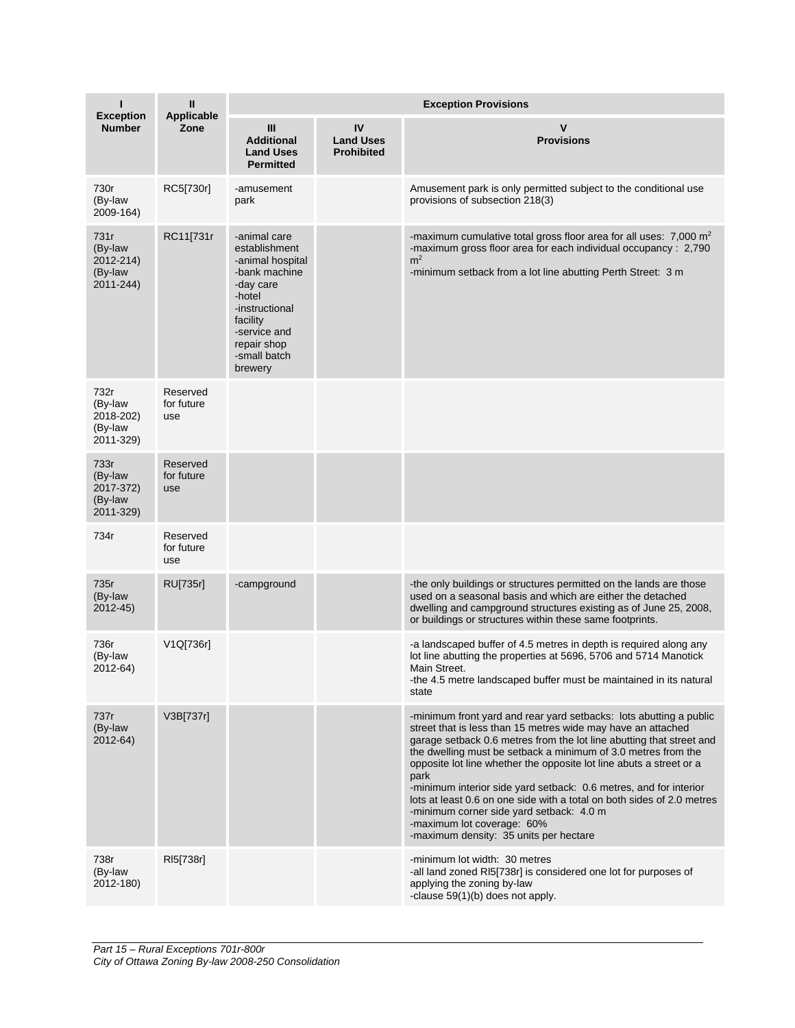| I<br>Exception Number | II<br>Applicable Zone | Exception Provisions | | |
|---|---|---|---|---|
| | | III<br>Additional Land Uses Permitted | IV<br>Land Uses Prohibited | V<br>Provisions |
| 730r (By-law 2009-164) | RC5[730r] | -amusement park | | Amusement park is only permitted subject to the conditional use provisions of subsection 218(3) |
| 731r (By-law 2012-214) (By-law 2011-244) | RC11[731r | -animal care establishment<br>-animal hospital<br>-bank machine<br>-day care<br>-hotel<br>-instructional facility<br>-service and repair shop<br>-small batch brewery | | -maximum cumulative total gross floor area for all uses: 7,000 $m^2$<br>-maximum gross floor area for each individual occupancy : 2,790 $m^2$<br>-minimum setback from a lot line abutting Perth Street: 3 m |
| 732r (By-law 2018-202) (By-law 2011-329) | Reserved for future use | | | |
| 733r (By-law 2017-372) (By-law 2011-329) | Reserved for future use | | | |
| 734r | Reserved for future use | | | |
| 735r (By-law 2012-45) | RU[735r] | -campground | | -the only buildings or structures permitted on the lands are those used on a seasonal basis and which are either the detached dwelling and campground structures existing as of June 25, 2008, or buildings or structures within these same footprints. |
| 736r (By-law 2012-64) | V1Q[736r] | | | -a landscaped buffer of 4.5 metres in depth is required along any lot line abutting the properties at 5696, 5706 and 5714 Manotick Main Street.<br>-the 4.5 metre landscaped buffer must be maintained in its natural state |
| 737r (By-law 2012-64) | V3B[737r] | | | -minimum front yard and rear yard setbacks: lots abutting a public street that is less than 15 metres wide may have an attached garage setback 0.6 metres from the lot line abutting that street and the dwelling must be setback a minimum of 3.0 metres from the opposite lot line whether the opposite lot line abuts a street or a park<br>-minimum interior side yard setback: 0.6 metres, and for interior lots at least 0.6 on one side with a total on both sides of 2.0 metres<br>-minimum corner side yard setback: 4.0 m<br>-maximum lot coverage: 60%<br>-maximum density: 35 units per hectare |
| 738r (By-law 2012-180) | RI5[738r] | | | -minimum lot width: 30 metres<br>-all land zoned RI5[738r] is considered one lot for purposes of applying the zoning by-law<br>-clause 59(1)(b) does not apply. |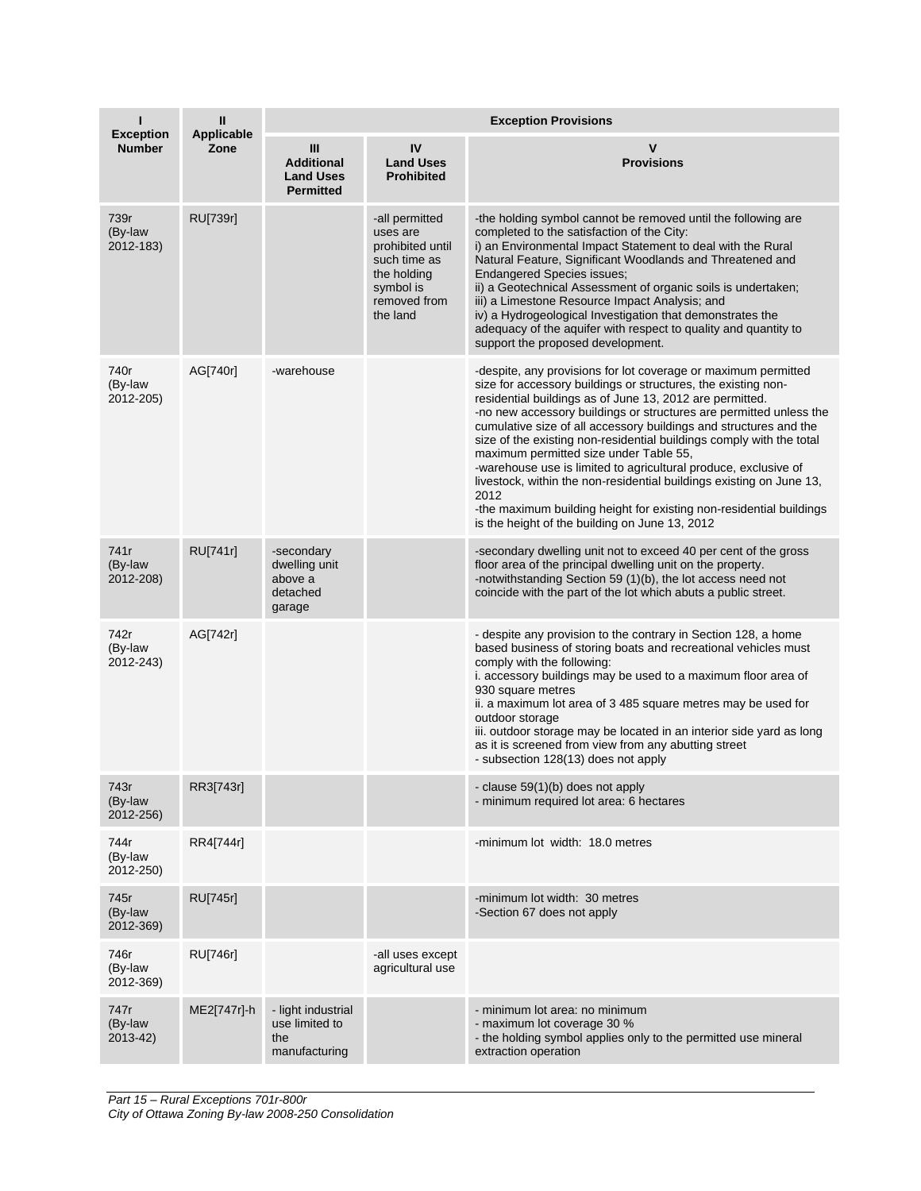| I<br>Exception Number | II<br>Applicable Zone | Exception Provisions | | |
|---|---|---|---|---|
| | | III<br>Additional Land Uses Permitted | IV<br>Land Uses Prohibited | V<br>Provisions |
| 739r (By-law 2012-183) | RU[739r] | | -all permitted uses are prohibited until such time as the holding symbol is removed from the land | -the holding symbol cannot be removed until the following are completed to the satisfaction of the City:<br>i) an Environmental Impact Statement to deal with the Rural Natural Feature, Significant Woodlands and Threatened and Endangered Species issues;<br>ii) a Geotechnical Assessment of organic soils is undertaken;<br>iii) a Limestone Resource Impact Analysis; and<br>iv) a Hydrogeological Investigation that demonstrates the adequacy of the aquifer with respect to quality and quantity to support the proposed development. |
| 740r (By-law 2012-205) | AG[740r] | -warehouse | | -despite, any provisions for lot coverage or maximum permitted size for accessory buildings or structures, the existing non-residential buildings as of June 13, 2012 are permitted.<br>-no new accessory buildings or structures are permitted unless the cumulative size of all accessory buildings and structures and the size of the existing non-residential buildings comply with the total maximum permitted size under Table 55,<br>-warehouse use is limited to agricultural produce, exclusive of livestock, within the non-residential buildings existing on June 13, 2012<br>-the maximum building height for existing non-residential buildings is the height of the building on June 13, 2012 |
| 741r (By-law 2012-208) | RU[741r] | -secondary dwelling unit above a detached garage | | -secondary dwelling unit not to exceed 40 per cent of the gross floor area of the principal dwelling unit on the property.<br>-notwithstanding Section 59 (1)(b), the lot access need not coincide with the part of the lot which abuts a public street. |
| 742r (By-law 2012-243) | AG[742r] | | | - despite any provision to the contrary in Section 128, a home based business of storing boats and recreational vehicles must comply with the following:<br>i. accessory buildings may be used to a maximum floor area of 930 square metres<br>ii. a maximum lot area of 3 485 square metres may be used for outdoor storage<br>iii. outdoor storage may be located in an interior side yard as long as it is screened from view from any abutting street<br>- subsection 128(13) does not apply |
| 743r (By-law 2012-256) | RR3[743r] | | | - clause 59(1)(b) does not apply<br>- minimum required lot area: 6 hectares |
| 744r (By-law 2012-250) | RR4[744r] | | | -minimum lot width: 18.0 metres |
| 745r (By-law 2012-369) | RU[745r] | | | -minimum lot width: 30 metres<br>-Section 67 does not apply |
| 746r (By-law 2012-369) | RU[746r] | | -all uses except agricultural use | |
| 747r (By-law 2013-42) | ME2[747r]-h | - light industrial use limited to the manufacturing | | - minimum lot area: no minimum<br>- maximum lot coverage 30 %<br>- the holding symbol applies only to the permitted use mineral extraction operation |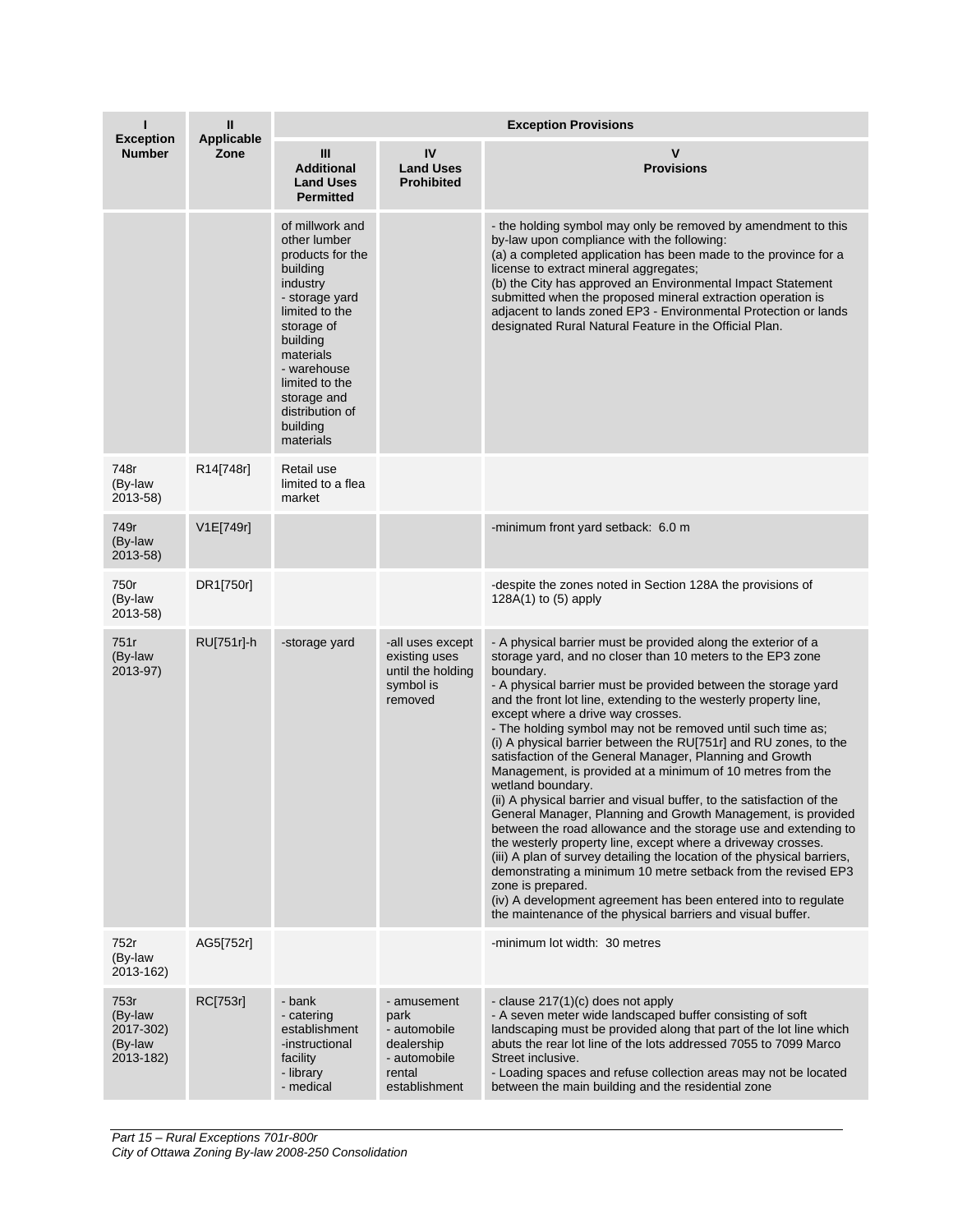| I<br>Exception Number | II<br>Applicable Zone | Exception Provisions | | |
|---|---|---|---|---|
| | | III<br>Additional Land Uses Permitted | IV<br>Land Uses Prohibited | V<br>Provisions |
| | | of millwork and other lumber products for the building industry<br>- storage yard limited to the storage of building materials<br>- warehouse limited to the storage and distribution of building materials | | - the holding symbol may only be removed by amendment to this by-law upon compliance with the following:<br>(a) a completed application has been made to the province for a license to extract mineral aggregates;<br>(b) the City has approved an Environmental Impact Statement submitted when the proposed mineral extraction operation is adjacent to lands zoned EP3 - Environmental Protection or lands designated Rural Natural Feature in the Official Plan. |
| 748r (By-law 2013-58) | R14[748r] | Retail use limited to a flea market | | |
| 749r (By-law 2013-58) | V1E[749r] | | | -minimum front yard setback: 6.0 m |
| 750r (By-law 2013-58) | DR1[750r] | | | -despite the zones noted in Section 128A the provisions of 128A(1) to (5) apply |
| 751r (By-law 2013-97) | RU[751r]-h | -storage yard | -all uses except existing uses until the holding symbol is removed | - A physical barrier must be provided along the exterior of a storage yard, and no closer than 10 meters to the EP3 zone boundary.<br>- A physical barrier must be provided between the storage yard and the front lot line, extending to the westerly property line, except where a drive way crosses.<br>- The holding symbol may not be removed until such time as;<br>(i) A physical barrier between the RU[751r] and RU zones, to the satisfaction of the General Manager, Planning and Growth Management, is provided at a minimum of 10 metres from the wetland boundary.<br>(ii) A physical barrier and visual buffer, to the satisfaction of the General Manager, Planning and Growth Management, is provided between the road allowance and the storage use and extending to the westerly property line, except where a driveway crosses.<br>(iii) A plan of survey detailing the location of the physical barriers, demonstrating a minimum 10 metre setback from the revised EP3 zone is prepared.<br>(iv) A development agreement has been entered into to regulate the maintenance of the physical barriers and visual buffer. |
| 752r (By-law 2013-162) | AG5[752r] | | | -minimum lot width: 30 metres |
| 753r (By-law 2017-302) (By-law 2013-182) | RC[753r] | - bank<br>- catering establishment<br>-instructional facility<br>- library<br>- medical | - amusement park<br>- automobile dealership<br>- automobile rental establishment | - clause 217(1)(c) does not apply<br>- A seven meter wide landscaped buffer consisting of soft landscaping must be provided along that part of the lot line which abuts the rear lot line of the lots addressed 7055 to 7099 Marco Street inclusive.<br>- Loading spaces and refuse collection areas may not be located between the main building and the residential zone |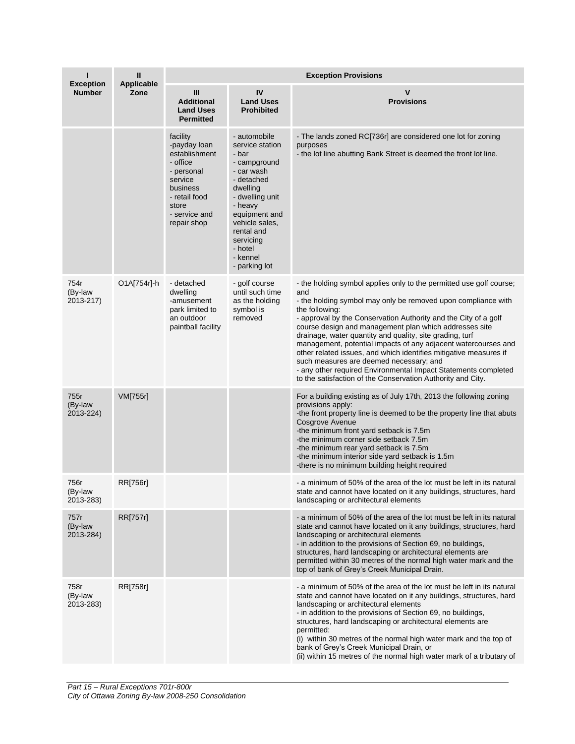| I<br>Exception Number | II<br>Applicable Zone | Exception Provisions | | |
|---|---|---|---|---|
| | | III<br>Additional Land Uses Permitted | IV<br>Land Uses Prohibited | V<br>Provisions |
| | | facility<br>-payday loan establishment<br>- office<br>- personal service business<br>- retail food store<br>- service and repair shop | - automobile service station<br>- bar<br>- campground<br>- car wash<br>- detached dwelling<br>- dwelling unit<br>- heavy equipment and vehicle sales, rental and servicing<br>- hotel<br>- kennel<br>- parking lot | - The lands zoned RC[736r] are considered one lot for zoning purposes<br>- the lot line abutting Bank Street is deemed the front lot line. |
| 754r<br>(By-law 2013-217) | O1A[754r]-h | - detached dwelling<br>-amusement park limited to an outdoor paintball facility | - golf course until such time as the holding symbol is removed | - the holding symbol applies only to the permitted use golf course; and<br>- the holding symbol may only be removed upon compliance with the following:<br>- approval by the Conservation Authority and the City of a golf course design and management plan which addresses site drainage, water quantity and quality, site grading, turf management, potential impacts of any adjacent watercourses and other related issues, and which identifies mitigative measures if such measures are deemed necessary; and<br>- any other required Environmental Impact Statements completed to the satisfaction of the Conservation Authority and City. |
| 755r<br>(By-law 2013-224) | VM[755r] | | | For a building existing as of July 17th, 2013 the following zoning provisions apply:<br>-the front property line is deemed to be the property line that abuts Cosgrove Avenue<br>-the minimum front yard setback is 7.5m<br>-the minimum corner side setback 7.5m<br>-the minimum rear yard setback is 7.5m<br>-the minimum interior side yard setback is 1.5m<br>-there is no minimum building height required |
| 756r<br>(By-law 2013-283) | RR[756r] | | | - a minimum of 50% of the area of the lot must be left in its natural state and cannot have located on it any buildings, structures, hard landscaping or architectural elements |
| 757r<br>(By-law 2013-284) | RR[757r] | | | - a minimum of 50% of the area of the lot must be left in its natural state and cannot have located on it any buildings, structures, hard landscaping or architectural elements<br>- in addition to the provisions of Section 69, no buildings, structures, hard landscaping or architectural elements are permitted within 30 metres of the normal high water mark and the top of bank of Grey's Creek Municipal Drain. |
| 758r<br>(By-law 2013-283) | RR[758r] | | | - a minimum of 50% of the area of the lot must be left in its natural state and cannot have located on it any buildings, structures, hard landscaping or architectural elements<br>- in addition to the provisions of Section 69, no buildings, structures, hard landscaping or architectural elements are permitted:<br>(i) within 30 metres of the normal high water mark and the top of bank of Grey's Creek Municipal Drain, or<br>(ii) within 15 metres of the normal high water mark of a tributary of |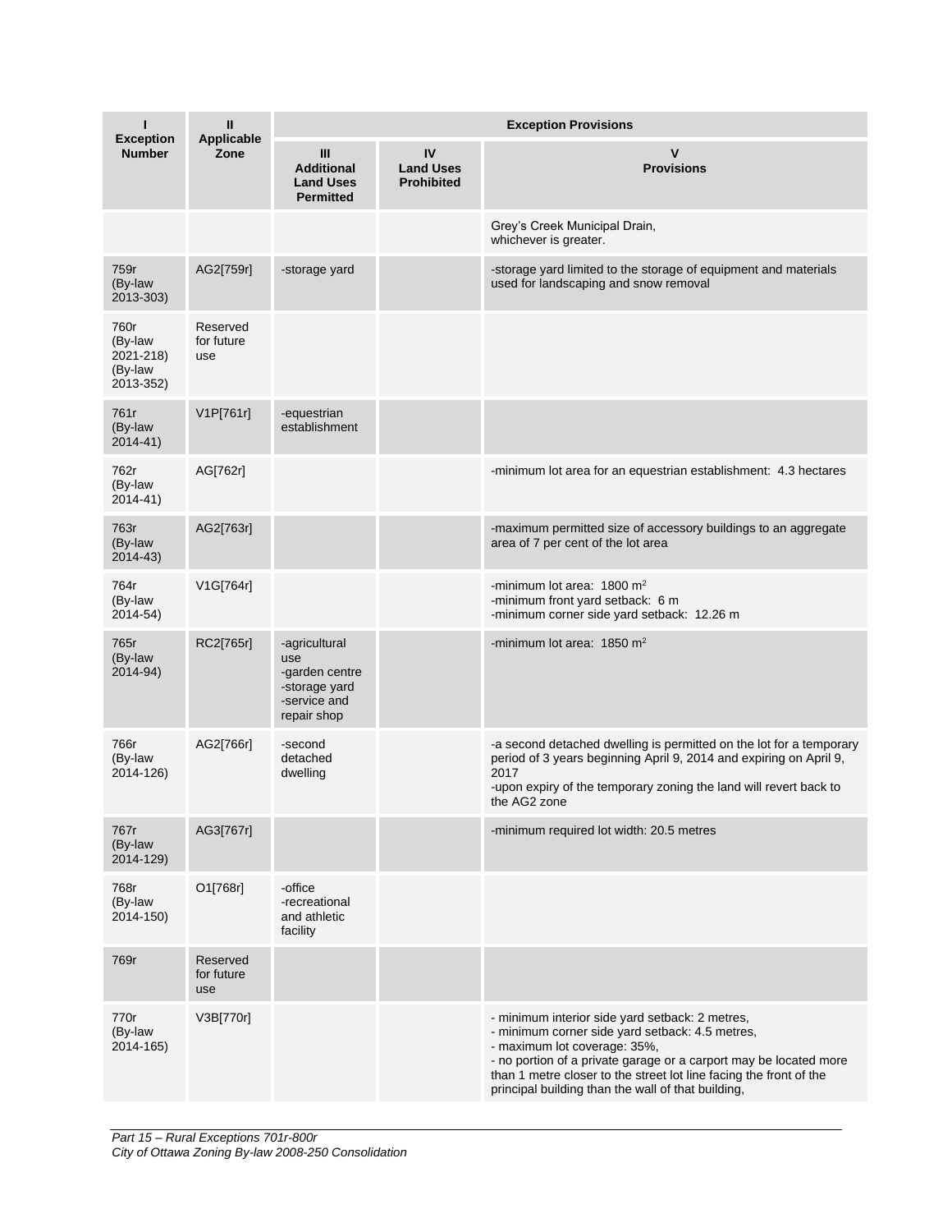| I<br>Exception Number | II<br>Applicable Zone | Exception Provisions | | |
|---|---|---|---|---|
| | | III<br>Additional Land Uses Permitted | IV<br>Land Uses Prohibited | V<br>Provisions |
| | | | | Grey's Creek Municipal Drain, whichever is greater. |
| 759r (By-law 2013-303) | AG2[759r] | -storage yard | | -storage yard limited to the storage of equipment and materials used for landscaping and snow removal |
| 760r (By-law 2021-218) (By-law 2013-352) | Reserved for future use | | | |
| 761r (By-law 2014-41) | V1P[761r] | -equestrian establishment | | |
| 762r (By-law 2014-41) | AG[762r] | | | -minimum lot area for an equestrian establishment: 4.3 hectares |
| 763r (By-law 2014-43) | AG2[763r] | | | -maximum permitted size of accessory buildings to an aggregate area of 7 per cent of the lot area |
| 764r (By-law 2014-54) | V1G[764r] | | | -minimum lot area: 1800 m$^2$<br>-minimum front yard setback: 6 m<br>-minimum corner side yard setback: 12.26 m |
| 765r (By-law 2014-94) | RC2[765r] | -agricultural use<br>-garden centre<br>-storage yard<br>-service and repair shop | | -minimum lot area: 1850 m$^2$ |
| 766r (By-law 2014-126) | AG2[766r] | -second detached dwelling | | -a second detached dwelling is permitted on the lot for a temporary period of 3 years beginning April 9, 2014 and expiring on April 9, 2017<br>-upon expiry of the temporary zoning the land will revert back to the AG2 zone |
| 767r (By-law 2014-129) | AG3[767r] | | | -minimum required lot width: 20.5 metres |
| 768r (By-law 2014-150) | O1[768r] | -office<br>-recreational and athletic facility | | |
| 769r | Reserved for future use | | | |
| 770r (By-law 2014-165) | V3B[770r] | | | - minimum interior side yard setback: 2 metres,<br>- minimum corner side yard setback: 4.5 metres,<br>- maximum lot coverage: 35%,<br>- no portion of a private garage or a carport may be located more than 1 metre closer to the street lot line facing the front of the principal building than the wall of that building, |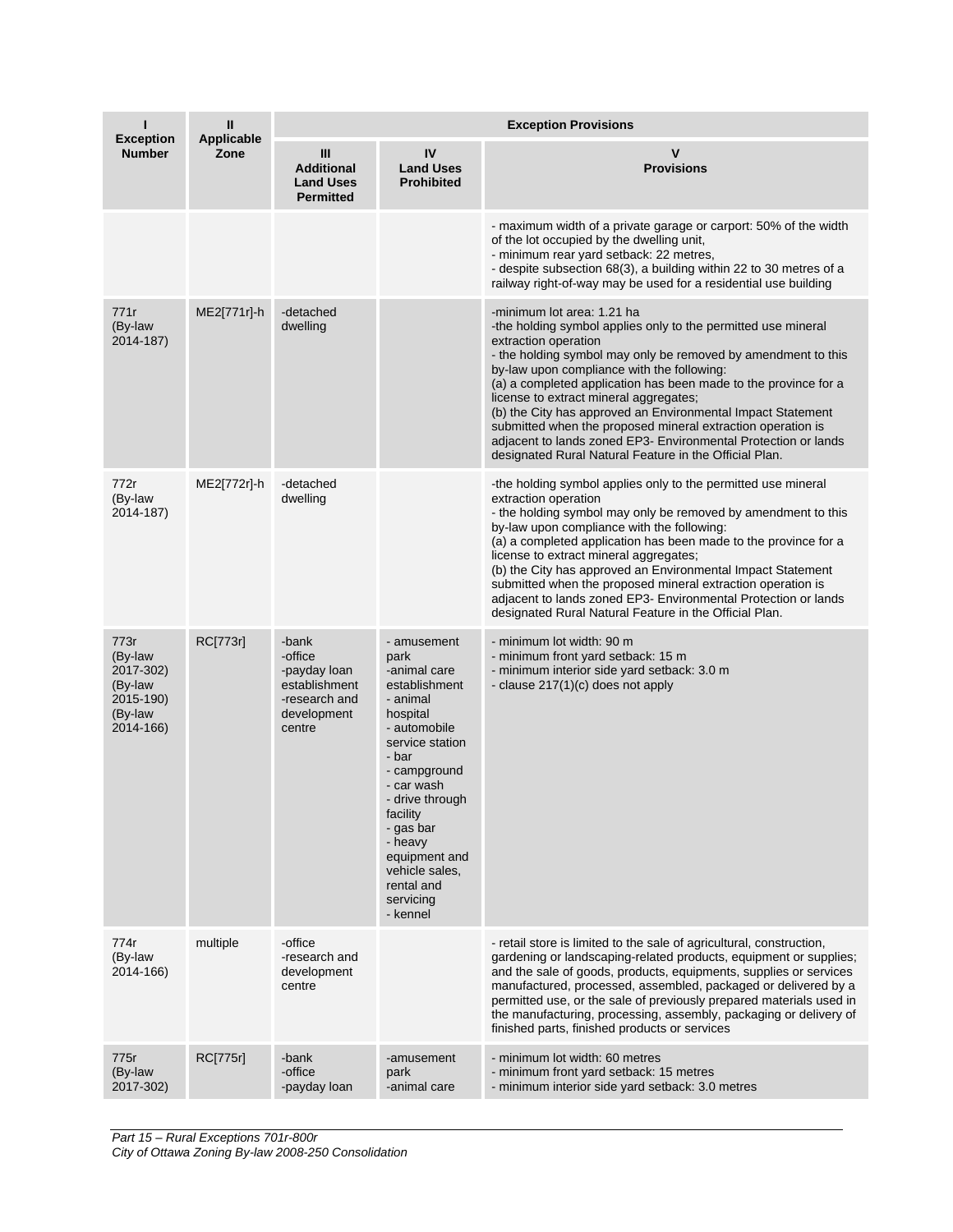| I<br>Exception Number | II<br>Applicable Zone | Exception Provisions | | |
|---|---|---|---|---|
| | | III<br>Additional Land Uses Permitted | IV<br>Land Uses Prohibited | V<br>Provisions |
| | | | | - maximum width of a private garage or carport: 50% of the width of the lot occupied by the dwelling unit,<br>- minimum rear yard setback: 22 metres,<br>- despite subsection 68(3), a building within 22 to 30 metres of a railway right-of-way may be used for a residential use building |
| 771r<br>(By-law 2014-187) | ME2[771r]-h | -detached dwelling | | -minimum lot area: 1.21 ha<br>-the holding symbol applies only to the permitted use mineral extraction operation<br>- the holding symbol may only be removed by amendment to this by-law upon compliance with the following:<br>(a) a completed application has been made to the province for a license to extract mineral aggregates;<br>(b) the City has approved an Environmental Impact Statement submitted when the proposed mineral extraction operation is adjacent to lands zoned EP3- Environmental Protection or lands designated Rural Natural Feature in the Official Plan. |
| 772r<br>(By-law 2014-187) | ME2[772r]-h | -detached dwelling | | -the holding symbol applies only to the permitted use mineral extraction operation<br>- the holding symbol may only be removed by amendment to this by-law upon compliance with the following:<br>(a) a completed application has been made to the province for a license to extract mineral aggregates;<br>(b) the City has approved an Environmental Impact Statement submitted when the proposed mineral extraction operation is adjacent to lands zoned EP3- Environmental Protection or lands designated Rural Natural Feature in the Official Plan. |
| 773r<br>(By-law 2017-302)<br>(By-law 2015-190)<br>(By-law 2014-166) | RC[773r] | -bank<br>-office<br>-payday loan establishment<br>-research and development centre | - amusement park<br>-animal care establishment<br>- animal hospital<br>- automobile service station<br>- bar<br>- campground<br>- car wash<br>- drive through facility<br>- gas bar<br>- heavy equipment and vehicle sales, rental and servicing<br>- kennel | - minimum lot width: 90 m<br>- minimum front yard setback: 15 m<br>- minimum interior side yard setback: 3.0 m<br>- clause 217(1)(c) does not apply |
| 774r<br>(By-law 2014-166) | multiple | -office<br>-research and development centre | | - retail store is limited to the sale of agricultural, construction, gardening or landscaping-related products, equipment or supplies; and the sale of goods, products, equipments, supplies or services manufactured, processed, assembled, packaged or delivered by a permitted use, or the sale of previously prepared materials used in the manufacturing, processing, assembly, packaging or delivery of finished parts, finished products or services |
| 775r<br>(By-law 2017-302) | RC[775r] | -bank<br>-office<br>-payday loan | -amusement park<br>-animal care | - minimum lot width: 60 metres<br>- minimum front yard setback: 15 metres<br>- minimum interior side yard setback: 3.0 metres |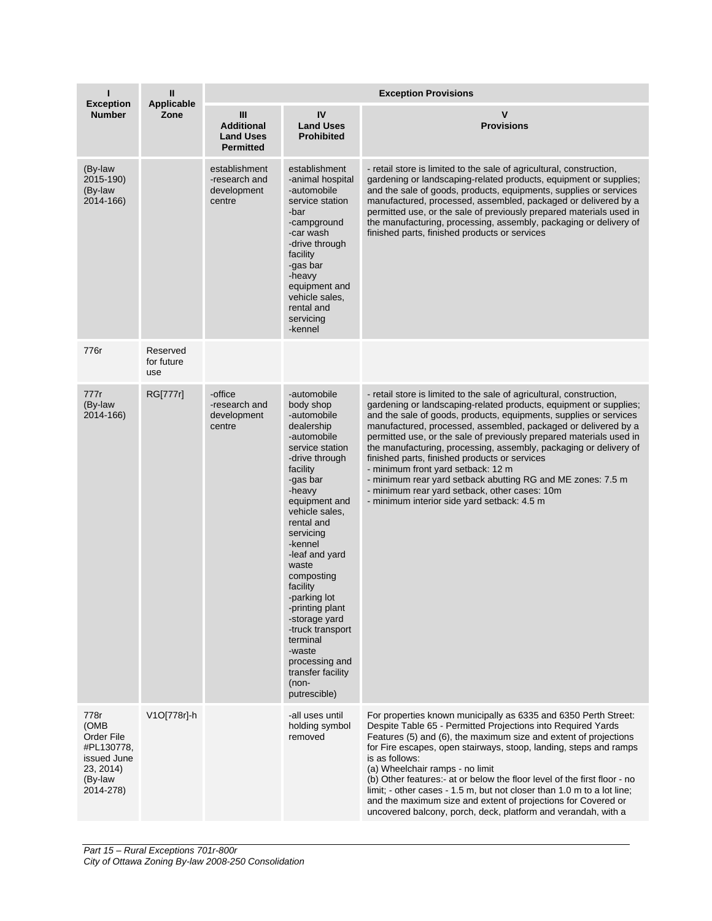| I Exception Number | II Applicable Zone | Exception Provisions | | |
|---|---|---|---|---|
| | | III Additional Land Uses Permitted | IV Land Uses Prohibited | V Provisions |
| (By-law 2015-190) (By-law 2014-166) | | establishment -research and development centre | establishment -animal hospital -automobile service station -bar -campground -car wash -drive through facility -gas bar -heavy equipment and vehicle sales, rental and servicing -kennel | - retail store is limited to the sale of agricultural, construction, gardening or landscaping-related products, equipment or supplies; and the sale of goods, products, equipments, supplies or services manufactured, processed, assembled, packaged or delivered by a permitted use, or the sale of previously prepared materials used in the manufacturing, processing, assembly, packaging or delivery of finished parts, finished products or services |
| 776r | Reserved for future use | | | |
| 777r (By-law 2014-166) | RG[777r] | -office -research and development centre | -automobile body shop -automobile dealership -automobile service station -drive through facility -gas bar -heavy equipment and vehicle sales, rental and servicing -kennel -leaf and yard waste composting facility -parking lot -printing plant -storage yard -truck transport terminal -waste processing and transfer facility (non-putrescible) | - retail store is limited to the sale of agricultural, construction, gardening or landscaping-related products, equipment or supplies; and the sale of goods, products, equipments, supplies or services manufactured, processed, assembled, packaged or delivered by a permitted use, or the sale of previously prepared materials used in the manufacturing, processing, assembly, packaging or delivery of finished parts, finished products or services<br>- minimum front yard setback: 12 m<br>- minimum rear yard setback abutting RG and ME zones: 7.5 m<br>- minimum rear yard setback, other cases: 10m<br>- minimum interior side yard setback: 4.5 m |
| 778r (OMB Order File #PL130778, issued June 23, 2014) (By-law 2014-278) | V1O[778r]-h | | -all uses until holding symbol removed | For properties known municipally as 6335 and 6350 Perth Street: Despite Table 65 - Permitted Projections into Required Yards Features (5) and (6), the maximum size and extent of projections for Fire escapes, open stairways, stoop, landing, steps and ramps is as follows:<br>(a) Wheelchair ramps - no limit<br>(b) Other features:- at or below the floor level of the first floor - no limit; - other cases - 1.5 m, but not closer than 1.0 m to a lot line; and the maximum size and extent of projections for Covered or uncovered balcony, porch, deck, platform and verandah, with a |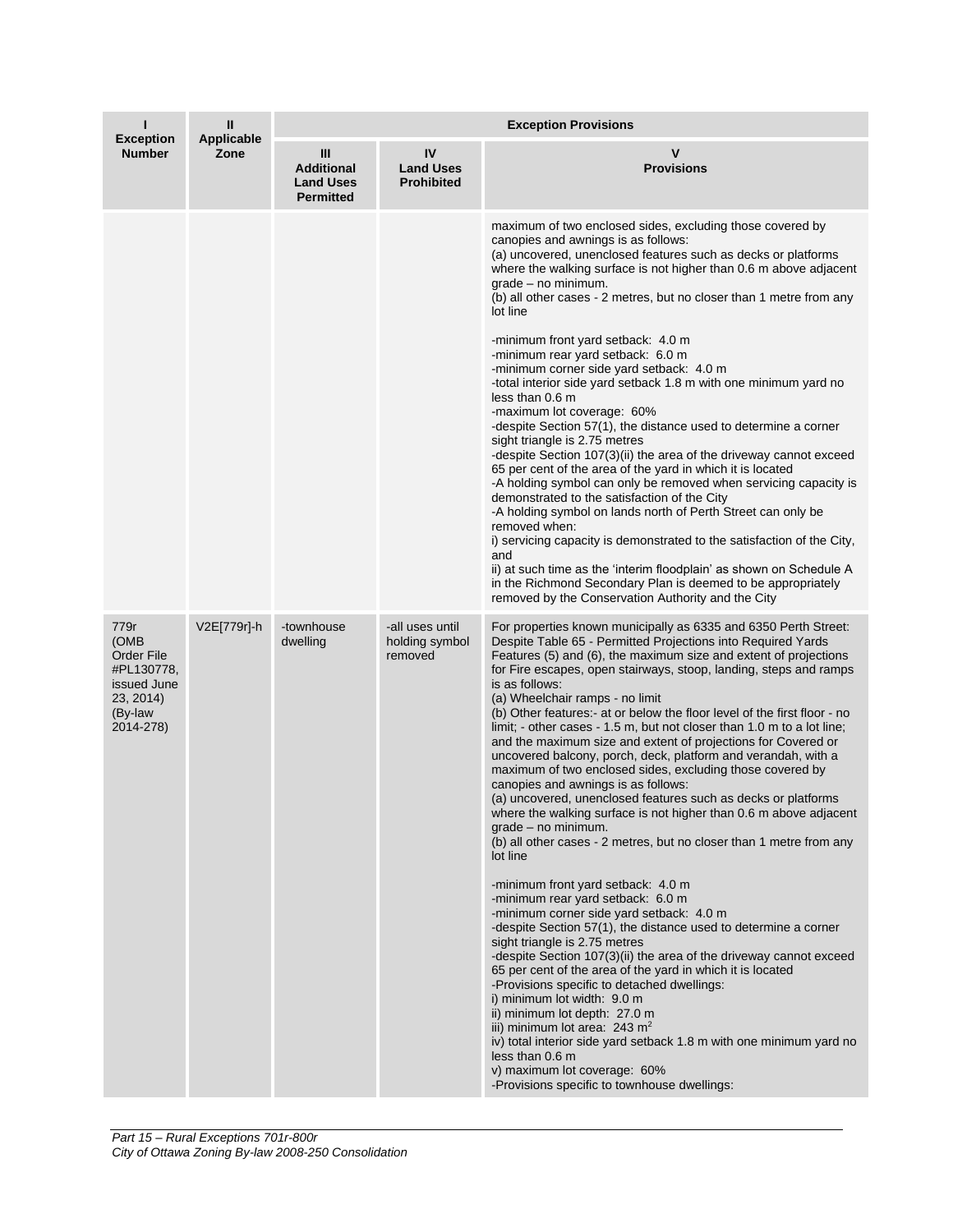| I<br>Exception Number | II<br>Applicable Zone | Exception Provisions | | |
|---|---|---|---|---|
| | | III<br>Additional Land Uses Permitted | IV<br>Land Uses Prohibited | V<br>Provisions |
| | | | | maximum of two enclosed sides, excluding those covered by canopies and awnings is as follows:<br>(a) uncovered, unenclosed features such as decks or platforms where the walking surface is not higher than 0.6 m above adjacent grade – no minimum.<br>(b) all other cases - 2 metres, but no closer than 1 metre from any lot line<br><br>-minimum front yard setback: 4.0 m<br>-minimum rear yard setback: 6.0 m<br>-minimum corner side yard setback: 4.0 m<br>-total interior side yard setback 1.8 m with one minimum yard no less than 0.6 m<br>-maximum lot coverage: 60%<br>-despite Section 57(1), the distance used to determine a corner sight triangle is 2.75 metres<br>-despite Section 107(3)(ii) the area of the driveway cannot exceed 65 per cent of the area of the yard in which it is located<br>-A holding symbol can only be removed when servicing capacity is demonstrated to the satisfaction of the City<br>-A holding symbol on lands north of Perth Street can only be removed when:<br>i) servicing capacity is demonstrated to the satisfaction of the City, and<br>ii) at such time as the 'interim floodplain' as shown on Schedule A in the Richmond Secondary Plan is deemed to be appropriately removed by the Conservation Authority and the City |
| 779r (OMB Order File #PL130778, issued June 23, 2014) (By-law 2014-278) | V2E[779r]-h | -townhouse dwelling | -all uses until holding symbol removed | For properties known municipally as 6335 and 6350 Perth Street: Despite Table 65 - Permitted Projections into Required Yards Features (5) and (6), the maximum size and extent of projections for Fire escapes, open stairways, stoop, landing, steps and ramps is as follows:<br>(a) Wheelchair ramps - no limit<br>(b) Other features:- at or below the floor level of the first floor - no limit; - other cases - 1.5 m, but not closer than 1.0 m to a lot line; and the maximum size and extent of projections for Covered or uncovered balcony, porch, deck, platform and verandah, with a maximum of two enclosed sides, excluding those covered by canopies and awnings is as follows:<br>(a) uncovered, unenclosed features such as decks or platforms where the walking surface is not higher than 0.6 m above adjacent grade – no minimum.<br>(b) all other cases - 2 metres, but no closer than 1 metre from any lot line<br><br>-minimum front yard setback: 4.0 m<br>-minimum rear yard setback: 6.0 m<br>-minimum corner side yard setback: 4.0 m<br>-despite Section 57(1), the distance used to determine a corner sight triangle is 2.75 metres<br>-despite Section 107(3)(ii) the area of the driveway cannot exceed 65 per cent of the area of the yard in which it is located<br>-Provisions specific to detached dwellings:<br>i) minimum lot width: 9.0 m<br>ii) minimum lot depth: 27.0 m<br>iii) minimum lot area: 243 $m^2$<br>iv) total interior side yard setback 1.8 m with one minimum yard no less than 0.6 m<br>v) maximum lot coverage: 60%<br>-Provisions specific to townhouse dwellings: |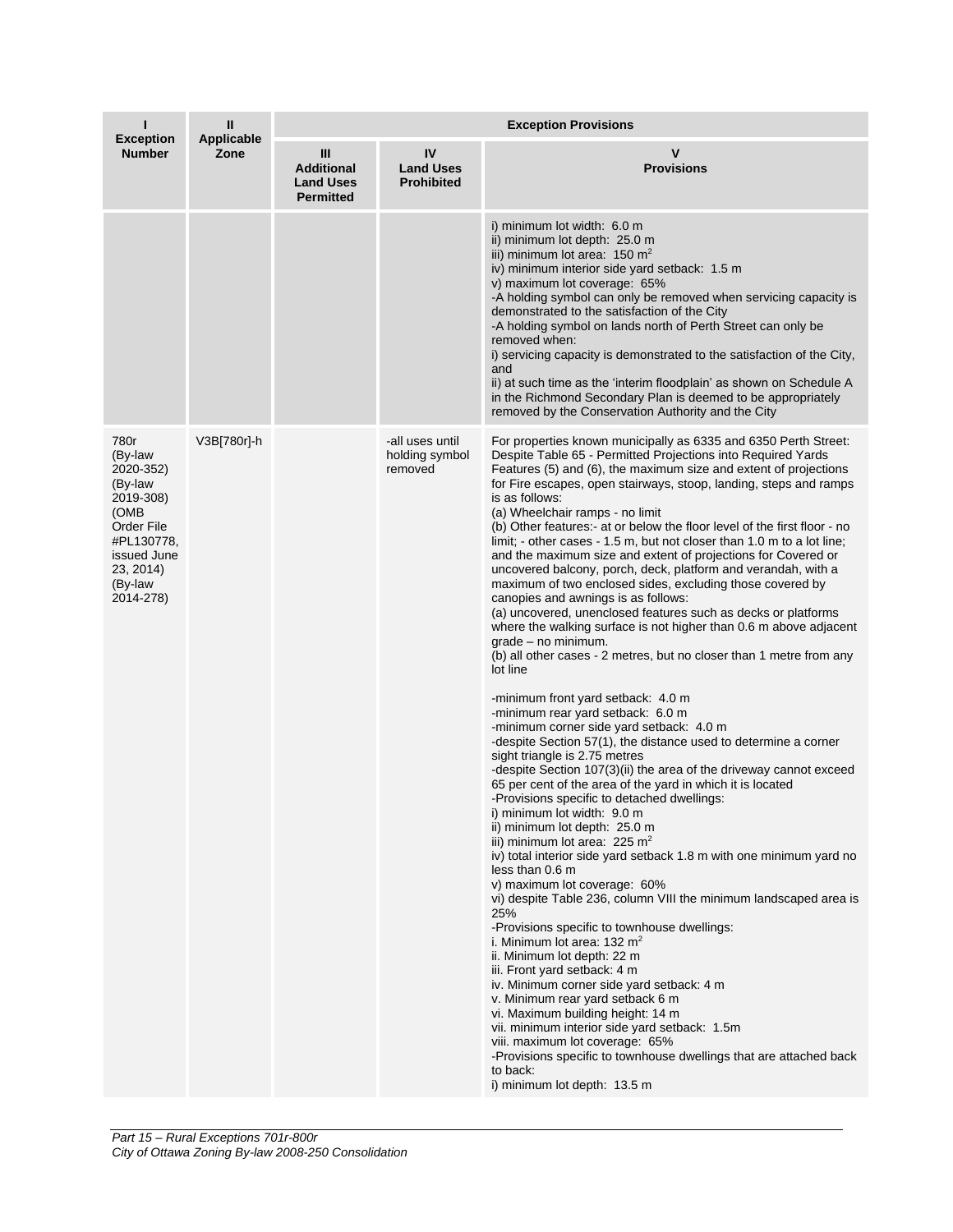| I<br>Exception Number | II<br>Applicable Zone | Exception Provisions | | |
|---|---|---|---|---|
| | | III<br>Additional Land Uses Permitted | IV<br>Land Uses Prohibited | V<br>Provisions |
| | | | | i) minimum lot width: 6.0 m<br>ii) minimum lot depth: 25.0 m<br>iii) minimum lot area: 150 $m^2$<br>iv) minimum interior side yard setback: 1.5 m<br>v) maximum lot coverage: 65%<br>-A holding symbol can only be removed when servicing capacity is demonstrated to the satisfaction of the City<br>-A holding symbol on lands north of Perth Street can only be removed when:<br>i) servicing capacity is demonstrated to the satisfaction of the City, and<br>ii) at such time as the 'interim floodplain' as shown on Schedule A in the Richmond Secondary Plan is deemed to be appropriately removed by the Conservation Authority and the City |
| 780r<br>(By-law 2020-352)<br>(By-law 2019-308)<br>(OMB Order File #PL130778, issued June 23, 2014)<br>(By-law 2014-278) | V3B[780r]-h | | -all uses until holding symbol removed | For properties known municipally as 6335 and 6350 Perth Street: Despite Table 65 - Permitted Projections into Required Yards Features (5) and (6), the maximum size and extent of projections for Fire escapes, open stairways, stoop, landing, steps and ramps is as follows:<br>(a) Wheelchair ramps - no limit<br>(b) Other features:- at or below the floor level of the first floor - no limit; - other cases - 1.5 m, but not closer than 1.0 m to a lot line; and the maximum size and extent of projections for Covered or uncovered balcony, porch, deck, platform and verandah, with a maximum of two enclosed sides, excluding those covered by canopies and awnings is as follows:<br>(a) uncovered, unenclosed features such as decks or platforms where the walking surface is not higher than 0.6 m above adjacent grade – no minimum.<br>(b) all other cases - 2 metres, but no closer than 1 metre from any lot line<br><br>-minimum front yard setback: 4.0 m<br>-minimum rear yard setback: 6.0 m<br>-minimum corner side yard setback: 4.0 m<br>-despite Section 57(1), the distance used to determine a corner sight triangle is 2.75 metres<br>-despite Section 107(3)(ii) the area of the driveway cannot exceed 65 per cent of the area of the yard in which it is located<br>-Provisions specific to detached dwellings:<br>i) minimum lot width: 9.0 m<br>ii) minimum lot depth: 25.0 m<br>iii) minimum lot area: 225 $m^2$<br>iv) total interior side yard setback 1.8 m with one minimum yard no less than 0.6 m<br>v) maximum lot coverage: 60%<br>vi) despite Table 236, column VIII the minimum landscaped area is 25%<br>-Provisions specific to townhouse dwellings:<br>i. Minimum lot area: 132 $m^2$<br>ii. Minimum lot depth: 22 m<br>iii. Front yard setback: 4 m<br>iv. Minimum corner side yard setback: 4 m<br>v. Minimum rear yard setback 6 m<br>vi. Maximum building height: 14 m<br>vii. minimum interior side yard setback: 1.5m<br>viii. maximum lot coverage: 65%<br>-Provisions specific to townhouse dwellings that are attached back to back:<br>i) minimum lot depth: 13.5 m |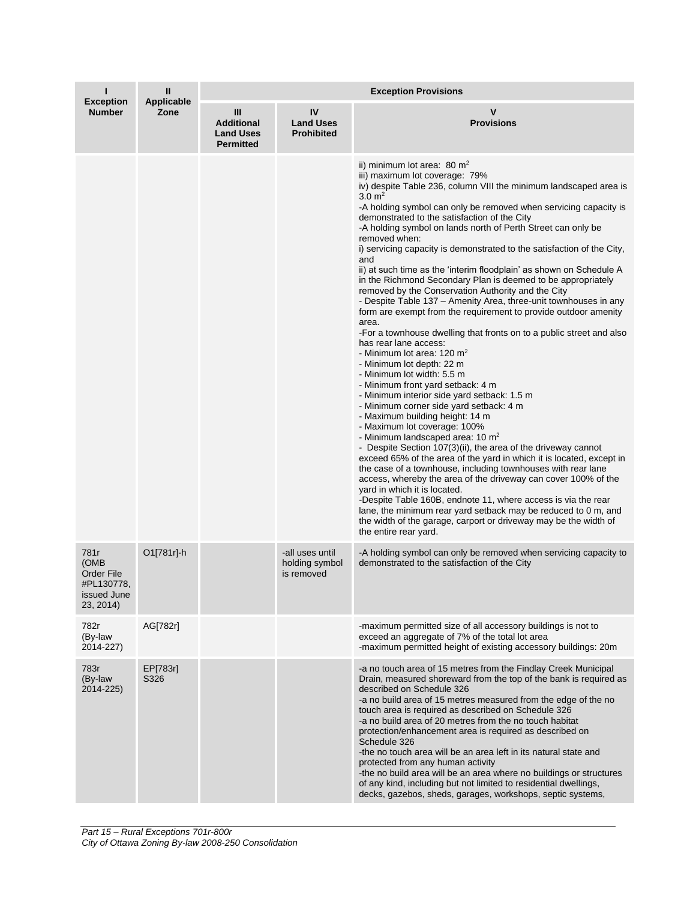| I<br>Exception Number | II<br>Applicable Zone | Exception Provisions | | |
|---|---|---|---|---|
| | | III<br>Additional Land Uses Permitted | IV<br>Land Uses Prohibited | V<br>Provisions |
| | | | | ii) minimum lot area: 80 m$^2$<br>iii) maximum lot coverage: 79%<br>iv) despite Table 236, column VIII the minimum landscaped area is 3.0 m$^2$<br>-A holding symbol can only be removed when servicing capacity is demonstrated to the satisfaction of the City<br>-A holding symbol on lands north of Perth Street can only be removed when:<br>i) servicing capacity is demonstrated to the satisfaction of the City, and<br>ii) at such time as the 'interim floodplain' as shown on Schedule A in the Richmond Secondary Plan is deemed to be appropriately removed by the Conservation Authority and the City<br>- Despite Table 137 – Amenity Area, three-unit townhouses in any form are exempt from the requirement to provide outdoor amenity area.<br>-For a townhouse dwelling that fronts on to a public street and also has rear lane access:<br>- Minimum lot area: 120 m$^2$<br>- Minimum lot depth: 22 m<br>- Minimum lot width: 5.5 m<br>- Minimum front yard setback: 4 m<br>- Minimum interior side yard setback: 1.5 m<br>- Minimum corner side yard setback: 4 m<br>- Maximum building height: 14 m<br>- Maximum lot coverage: 100%<br>- Minimum landscaped area: 10 m$^2$<br>- Despite Section 107(3)(ii), the area of the driveway cannot exceed 65% of the area of the yard in which it is located, except in the case of a townhouse, including townhouses with rear lane access, whereby the area of the driveway can cover 100% of the yard in which it is located.<br>-Despite Table 160B, endnote 11, where access is via the rear lane, the minimum rear yard setback may be reduced to 0 m, and the width of the garage, carport or driveway may be the width of the entire rear yard. |
| 781r (OMB Order File #PL130778, issued June 23, 2014) | O1[781r]-h | | -all uses until holding symbol is removed | -A holding symbol can only be removed when servicing capacity to demonstrated to the satisfaction of the City |
| 782r (By-law 2014-227) | AG[782r] | | | -maximum permitted size of all accessory buildings is not to exceed an aggregate of 7% of the total lot area<br>-maximum permitted height of existing accessory buildings: 20m |
| 783r (By-law 2014-225) | EP[783r] S326 | | | -a no touch area of 15 metres from the Findlay Creek Municipal Drain, measured shoreward from the top of the bank is required as described on Schedule 326<br>-a no build area of 15 metres measured from the edge of the no touch area is required as described on Schedule 326<br>-a no build area of 20 metres from the no touch habitat protection/enhancement area is required as described on Schedule 326<br>-the no touch area will be an area left in its natural state and protected from any human activity<br>-the no build area will be an area where no buildings or structures of any kind, including but not limited to residential dwellings, decks, gazebos, sheds, garages, workshops, septic systems, |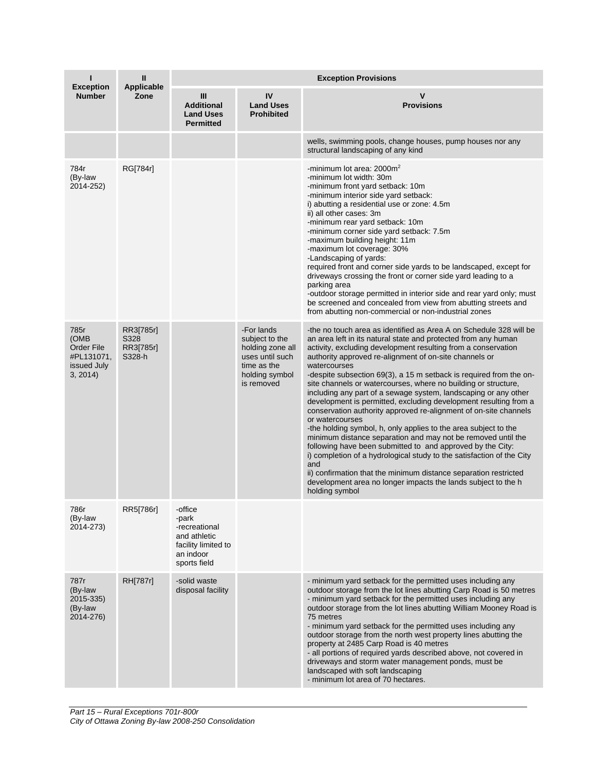| I<br>Exception Number | II<br>Applicable Zone | Exception Provisions | | |
|---|---|---|---|---|
| | | III<br>Additional Land Uses Permitted | IV<br>Land Uses Prohibited | V<br>Provisions |
| | | | | wells, swimming pools, change houses, pump houses nor any structural landscaping of any kind |
| 784r (By-law 2014-252) | RG[784r] | | | -minimum lot area: 2000m$^2$<br>-minimum lot width: 30m<br>-minimum front yard setback: 10m<br>-minimum interior side yard setback:<br>i) abutting a residential use or zone: 4.5m<br>ii) all other cases: 3m<br>-minimum rear yard setback: 10m<br>-minimum corner side yard setback: 7.5m<br>-maximum building height: 11m<br>-maximum lot coverage: 30%<br>-Landscaping of yards:<br>required front and corner side yards to be landscaped, except for driveways crossing the front or corner side yard leading to a parking area<br>-outdoor storage permitted in interior side and rear yard only; must be screened and concealed from view from abutting streets and from abutting non-commercial or non-industrial zones |
| 785r (OMB Order File #PL131071, issued July 3, 2014) | RR3[785r] S328<br>RR3[785r] S328-h | | -For lands subject to the holding zone all uses until such time as the holding symbol is removed | -the no touch area as identified as Area A on Schedule 328 will be an area left in its natural state and protected from any human activity, excluding development resulting from a conservation authority approved re-alignment of on-site channels or watercourses<br>-despite subsection 69(3), a 15 m setback is required from the on-site channels or watercourses, where no building or structure, including any part of a sewage system, landscaping or any other development is permitted, excluding development resulting from a conservation authority approved re-alignment of on-site channels or watercourses<br>-the holding symbol, h, only applies to the area subject to the minimum distance separation and may not be removed until the following have been submitted to and approved by the City:<br>i) completion of a hydrological study to the satisfaction of the City and<br>ii) confirmation that the minimum distance separation restricted development area no longer impacts the lands subject to the h holding symbol |
| 786r (By-law 2014-273) | RR5[786r] | -office<br>-park<br>-recreational and athletic facility limited to an indoor sports field | | |
| 787r (By-law 2015-335) (By-law 2014-276) | RH[787r] | -solid waste disposal facility | | - minimum yard setback for the permitted uses including any outdoor storage from the lot lines abutting Carp Road is 50 metres<br>- minimum yard setback for the permitted uses including any outdoor storage from the lot lines abutting William Mooney Road is 75 metres<br>- minimum yard setback for the permitted uses including any outdoor storage from the north west property lines abutting the property at 2485 Carp Road is 40 metres<br>- all portions of required yards described above, not covered in driveways and storm water management ponds, must be landscaped with soft landscaping<br>- minimum lot area of 70 hectares. |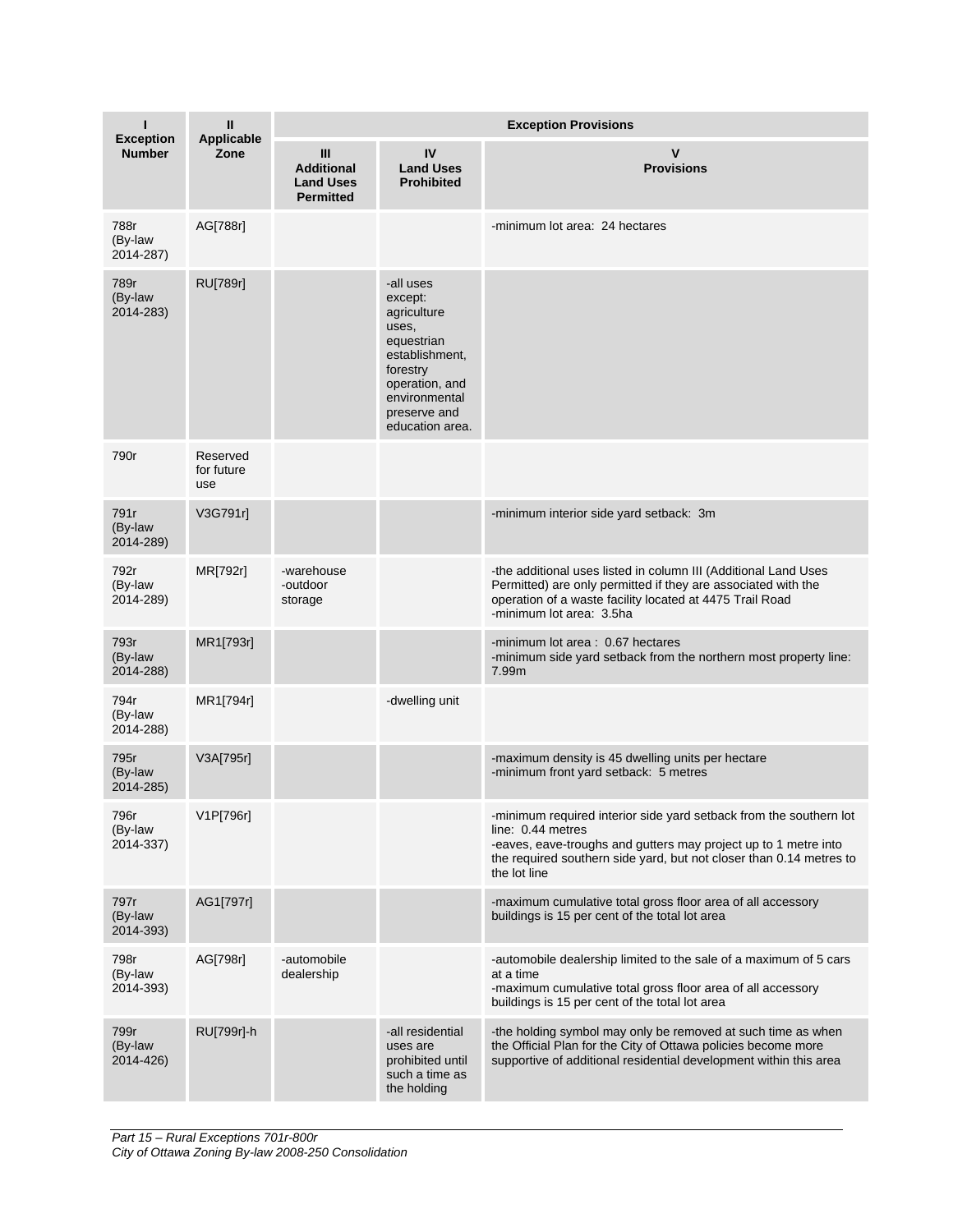| I<br>Exception Number | II<br>Applicable Zone | Exception Provisions | | |
|---|---|---|---|---|
| | | III<br>Additional Land Uses Permitted | IV<br>Land Uses Prohibited | V<br>Provisions |
| 788r (By-law 2014-287) | AG[788r] | | | -minimum lot area: 24 hectares |
| 789r (By-law 2014-283) | RU[789r] | | -all uses except: agriculture uses, equestrian establishment, forestry operation, and environmental preserve and education area. | |
| 790r | Reserved for future use | | | |
| 791r (By-law 2014-289) | V3G791r] | | | -minimum interior side yard setback: 3m |
| 792r (By-law 2014-289) | MR[792r] | -warehouse<br>-outdoor storage | | -the additional uses listed in column III (Additional Land Uses Permitted) are only permitted if they are associated with the operation of a waste facility located at 4475 Trail Road<br>-minimum lot area: 3.5ha |
| 793r (By-law 2014-288) | MR1[793r] | | | -minimum lot area : 0.67 hectares<br>-minimum side yard setback from the northern most property line: 7.99m |
| 794r (By-law 2014-288) | MR1[794r] | | -dwelling unit | |
| 795r (By-law 2014-285) | V3A[795r] | | | -maximum density is 45 dwelling units per hectare<br>-minimum front yard setback: 5 metres |
| 796r (By-law 2014-337) | V1P[796r] | | | -minimum required interior side yard setback from the southern lot line: 0.44 metres<br>-eaves, eave-troughs and gutters may project up to 1 metre into the required southern side yard, but not closer than 0.14 metres to the lot line |
| 797r (By-law 2014-393) | AG1[797r] | | | -maximum cumulative total gross floor area of all accessory buildings is 15 per cent of the total lot area |
| 798r (By-law 2014-393) | AG[798r] | -automobile dealership | | -automobile dealership limited to the sale of a maximum of 5 cars at a time<br>-maximum cumulative total gross floor area of all accessory buildings is 15 per cent of the total lot area |
| 799r (By-law 2014-426) | RU[799r]-h | | -all residential uses are prohibited until such a time as the holding | -the holding symbol may only be removed at such time as when the Official Plan for the City of Ottawa policies become more supportive of additional residential development within this area |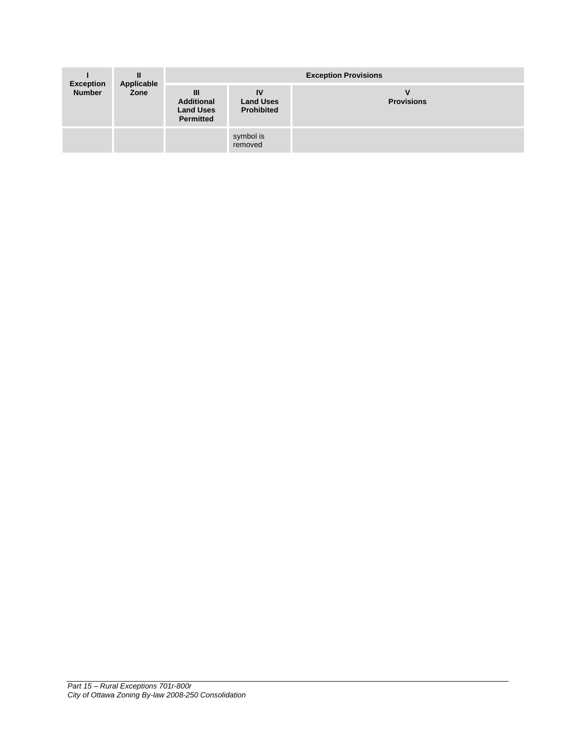| I<br>Exception Number | II<br>Applicable Zone | Exception Provisions | | |
|---|---|---|---|---|
| | | III<br>Additional Land Uses Permitted | IV<br>Land Uses Prohibited | V<br>Provisions |
| | | | symbol is removed | |